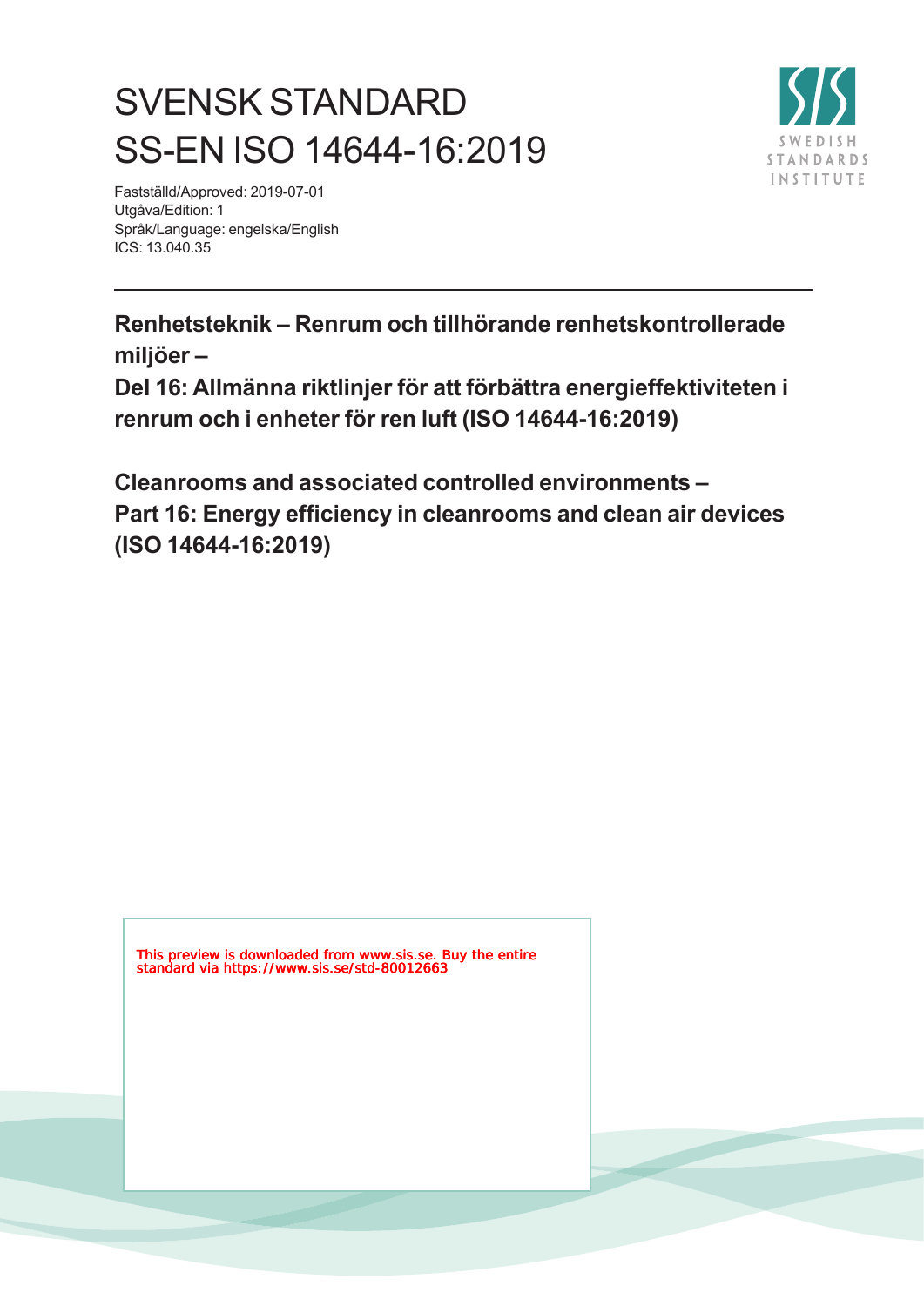# SVENSK STANDARD
# SS-EN ISO 14644-16:2019

Fastställd/Approved: 2019-07-01
Utgåva/Edition: 1
Språk/Language: engelska/English
ICS: 13.040.35

**Renhetsteknik – Renrum och tillhörande renhetskontrollerade miljöer –**
**Del 16: Allmänna riktlinjer för att förbättra energieffektiviteten i renrum och i enheter för ren luft (ISO 14644-16:2019)**

**Cleanrooms and associated controlled environments –**
**Part 16: Energy efficiency in cleanrooms and clean air devices (ISO 14644-16:2019)**

This preview is downloaded from www.sis.se. Buy the entire standard via https://www.sis.se/std-80012663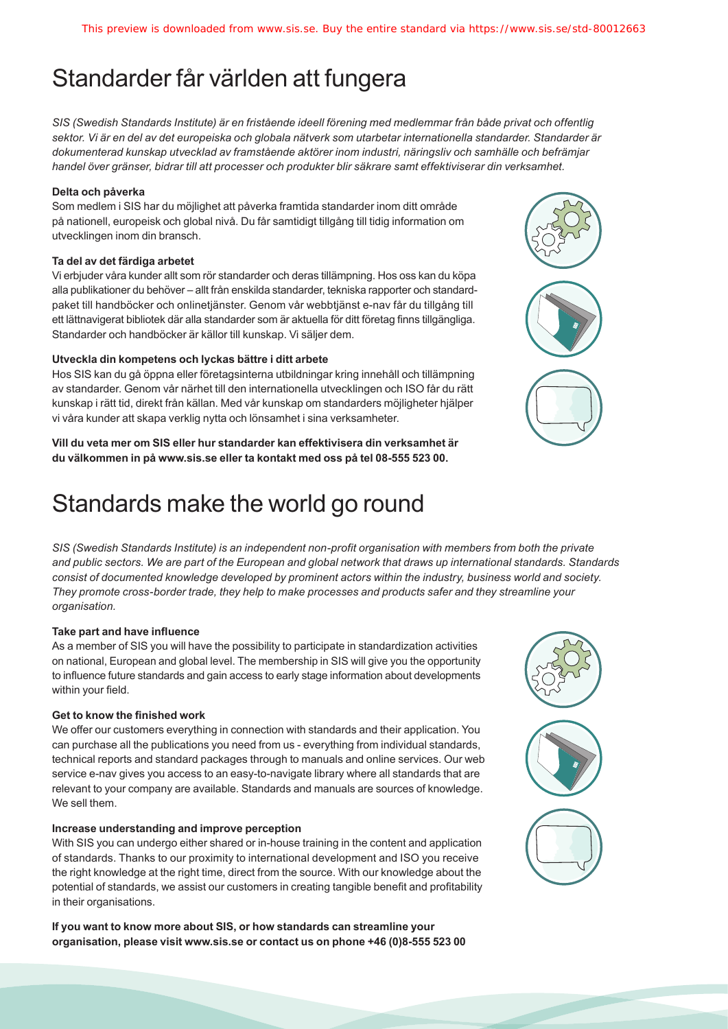# Standarder får världen att fungera

*SIS (Swedish Standards Institute) är en fristående ideell förening med medlemmar från både privat och offentlig sektor. Vi är en del av det europeiska och globala nätverk som utarbetar internationella standarder. Standarder är dokumenterad kunskap utvecklad av framstående aktörer inom industri, näringsliv och samhälle och befrämjar handel över gränser, bidrar till att processer och produkter blir säkrare samt effektiviserar din verksamhet.*

**Delta och påverka**

Som medlem i SIS har du möjlighet att påverka framtida standarder inom ditt område på nationell, europeisk och global nivå. Du får samtidigt tillgång till tidig information om utvecklingen inom din bransch.

**Ta del av det färdiga arbetet**

Vi erbjuder våra kunder allt som rör standarder och deras tillämpning. Hos oss kan du köpa alla publikationer du behöver – allt från enskilda standarder, tekniska rapporter och standardpaket till handböcker och onlinetjänster. Genom vår webbtjänst e-nav får du tillgång till ett lättnavigerat bibliotek där alla standarder som är aktuella för ditt företag finns tillgängliga. Standarder och handböcker är källor till kunskap. Vi säljer dem.

**Utveckla din kompetens och lyckas bättre i ditt arbete**

Hos SIS kan du gå öppna eller företagsinterna utbildningar kring innehåll och tillämpning av standarder. Genom vår närhet till den internationella utvecklingen och ISO får du rätt kunskap i rätt tid, direkt från källan. Med vår kunskap om standarders möjligheter hjälper vi våra kunder att skapa verklig nytta och lönsamhet i sina verksamheter.

**Vill du veta mer om SIS eller hur standarder kan effektivisera din verksamhet är du välkommen in på www.sis.se eller ta kontakt med oss på tel 08-555 523 00.**

# Standards make the world go round

*SIS (Swedish Standards Institute) is an independent non-profit organisation with members from both the private and public sectors. We are part of the European and global network that draws up international standards. Standards consist of documented knowledge developed by prominent actors within the industry, business world and society. They promote cross-border trade, they help to make processes and products safer and they streamline your organisation.*

**Take part and have influence**

As a member of SIS you will have the possibility to participate in standardization activities on national, European and global level. The membership in SIS will give you the opportunity to influence future standards and gain access to early stage information about developments within your field.

**Get to know the finished work**

We offer our customers everything in connection with standards and their application. You can purchase all the publications you need from us - everything from individual standards, technical reports and standard packages through to manuals and online services. Our web service e-nav gives you access to an easy-to-navigate library where all standards that are relevant to your company are available. Standards and manuals are sources of knowledge. We sell them.

**Increase understanding and improve perception**

With SIS you can undergo either shared or in-house training in the content and application of standards. Thanks to our proximity to international development and ISO you receive the right knowledge at the right time, direct from the source. With our knowledge about the potential of standards, we assist our customers in creating tangible benefit and profitability in their organisations.

**If you want to know more about SIS, or how standards can streamline your organisation, please visit www.sis.se or contact us on phone +46 (0)8-555 523 00**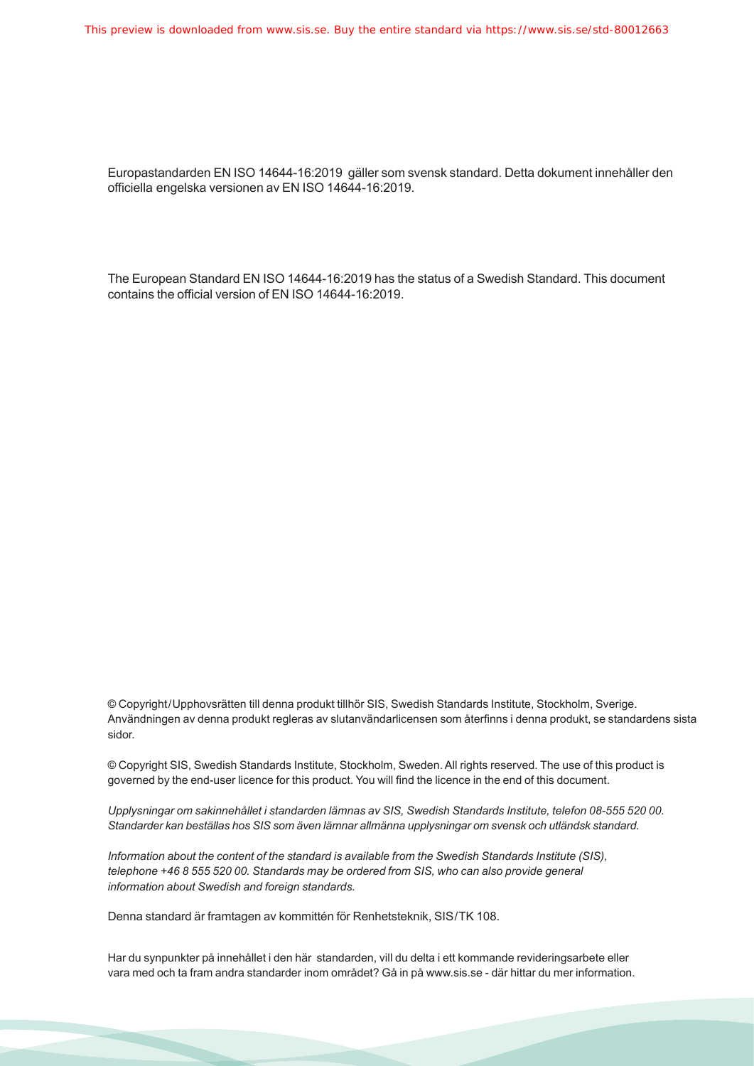Europastandarden EN ISO 14644-16:2019 gäller som svensk standard. Detta dokument innehåller den officiella engelska versionen av EN ISO 14644-16:2019.

The European Standard EN ISO 14644-16:2019 has the status of a Swedish Standard. This document contains the official version of EN ISO 14644-16:2019.

© Copyright/Upphovsrätten till denna produkt tillhör SIS, Swedish Standards Institute, Stockholm, Sverige. Användningen av denna produkt regleras av slutanvändarlicensen som återfinns i denna produkt, se standardens sista sidor.

© Copyright SIS, Swedish Standards Institute, Stockholm, Sweden. All rights reserved. The use of this product is governed by the end-user licence for this product. You will find the licence in the end of this document.

*Upplysningar om sakinnehållet i standarden lämnas av SIS, Swedish Standards Institute, telefon 08-555 520 00. Standarder kan beställas hos SIS som även lämnar allmänna upplysningar om svensk och utländsk standard.*

*Information about the content of the standard is available from the Swedish Standards Institute (SIS), telephone +46 8 555 520 00. Standards may be ordered from SIS, who can also provide general information about Swedish and foreign standards.*

Denna standard är framtagen av kommittén för Renhetsteknik, SIS/TK 108.

Har du synpunkter på innehållet i den här standarden, vill du delta i ett kommande revideringsarbete eller vara med och ta fram andra standarder inom området? Gå in på www.sis.se - där hittar du mer information.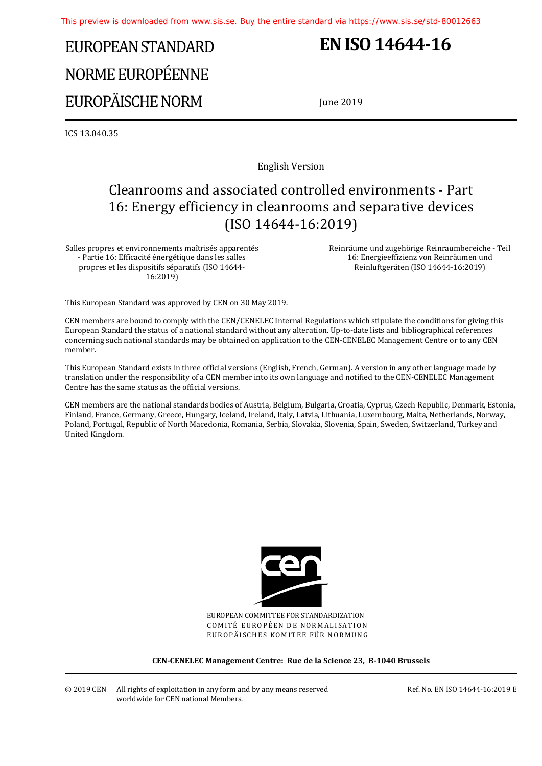# EUROPEAN STANDARD
# NORME EUROPÉENNE
# EUROPÄISCHE NORM

# EN ISO 14644-16

June 2019

ICS 13.040.35

English Version

## Cleanrooms and associated controlled environments - Part 16: Energy efficiency in cleanrooms and separative devices (ISO 14644-16:2019)

Salles propres et environnements maîtrisés apparentés - Partie 16: Efficacité énergétique dans les salles propres et les dispositifs séparatifs (ISO 14644-16:2019)

Reinräume und zugehörige Reinraumbereiche - Teil 16: Energieeffizienz von Reinräumen und Reinluftgeräten (ISO 14644-16:2019)

This European Standard was approved by CEN on 30 May 2019.

CEN members are bound to comply with the CEN/CENELEC Internal Regulations which stipulate the conditions for giving this European Standard the status of a national standard without any alteration. Up-to-date lists and bibliographical references concerning such national standards may be obtained on application to the CEN-CENELEC Management Centre or to any CEN member.

This European Standard exists in three official versions (English, French, German). A version in any other language made by translation under the responsibility of a CEN member into its own language and notified to the CEN-CENELEC Management Centre has the same status as the official versions.

CEN members are the national standards bodies of Austria, Belgium, Bulgaria, Croatia, Cyprus, Czech Republic, Denmark, Estonia, Finland, France, Germany, Greece, Hungary, Iceland, Ireland, Italy, Latvia, Lithuania, Luxembourg, Malta, Netherlands, Norway, Poland, Portugal, Republic of North Macedonia, Romania, Serbia, Slovakia, Slovenia, Spain, Sweden, Switzerland, Turkey and United Kingdom.

EUROPEAN COMMITTEE FOR STANDARDIZATION
COMITÉ EUROPÉEN DE NORMALISATION
EUROPÄISCHES KOMITEE FÜR NORMUNG

**CEN-CENELEC Management Centre: Rue de la Science 23, B-1040 Brussels**

© 2019 CEN All rights of exploitation in any form and by any means reserved worldwide for CEN national Members.

Ref. No. EN ISO 14644-16:2019 E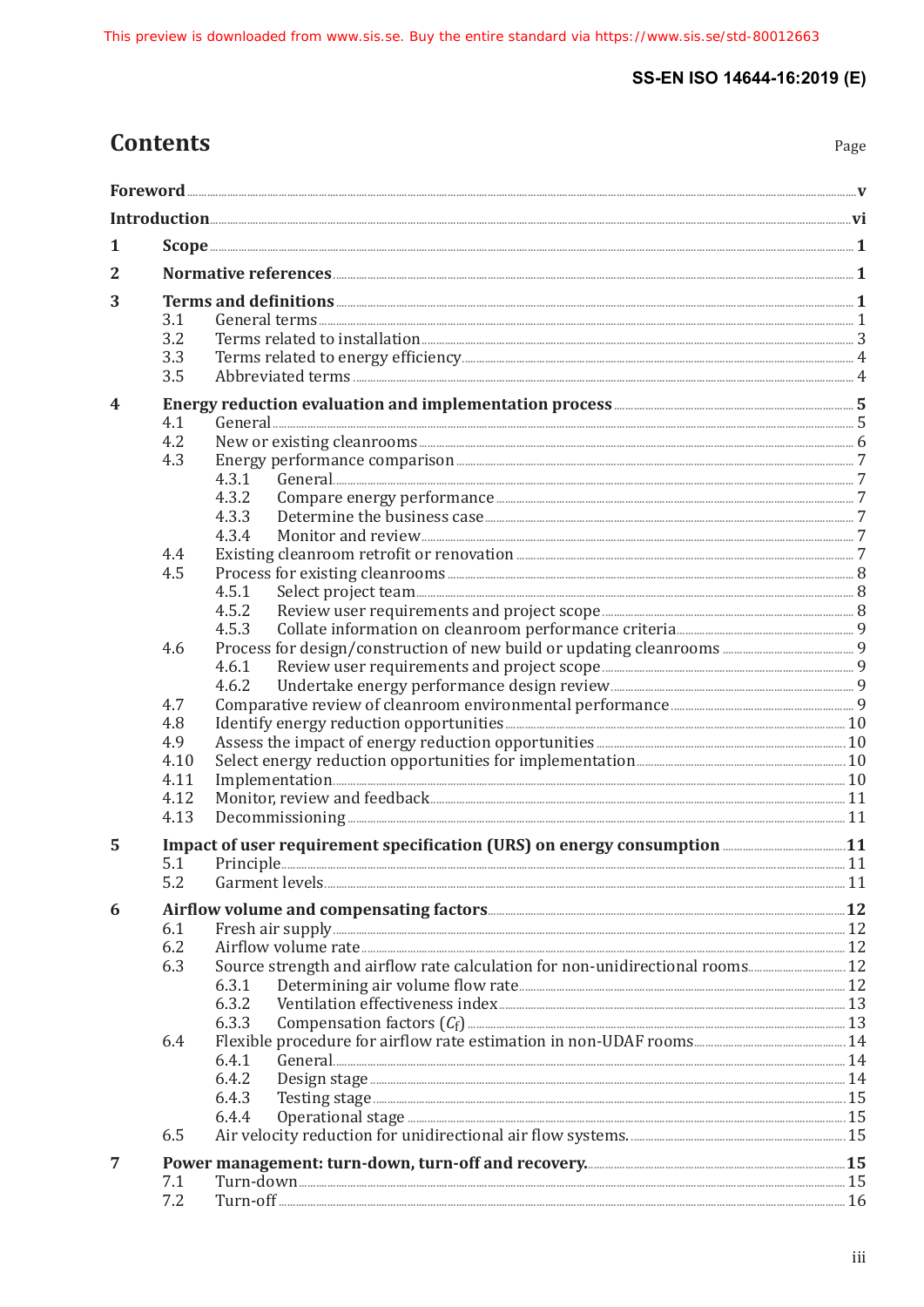# Contents

Page

**Foreword** ..... **v**

**Introduction** ..... **vi**

**1 Scope** ..... **1**

**2 Normative references** ..... **1**

**3 Terms and definitions** ..... **1**

- 3.1 General terms ..... 1
- 3.2 Terms related to installation ..... 3
- 3.3 Terms related to energy efficiency ..... 4
- 3.5 Abbreviated terms ..... 4

**4 Energy reduction evaluation and implementation process** ..... **5**

- 4.1 General ..... 5
- 4.2 New or existing cleanrooms ..... 6
- 4.3 Energy performance comparison ..... 7
  - 4.3.1 General ..... 7
  - 4.3.2 Compare energy performance ..... 7
  - 4.3.3 Determine the business case ..... 7
  - 4.3.4 Monitor and review ..... 7
- 4.4 Existing cleanroom retrofit or renovation ..... 7
- 4.5 Process for existing cleanrooms ..... 8
  - 4.5.1 Select project team ..... 8
  - 4.5.2 Review user requirements and project scope ..... 8
  - 4.5.3 Collate information on cleanroom performance criteria ..... 9
- 4.6 Process for design/construction of new build or updating cleanrooms ..... 9
  - 4.6.1 Review user requirements and project scope ..... 9
  - 4.6.2 Undertake energy performance design review ..... 9
- 4.7 Comparative review of cleanroom environmental performance ..... 9
- 4.8 Identify energy reduction opportunities ..... 10
- 4.9 Assess the impact of energy reduction opportunities ..... 10
- 4.10 Select energy reduction opportunities for implementation ..... 10
- 4.11 Implementation ..... 10
- 4.12 Monitor, review and feedback ..... 11
- 4.13 Decommissioning ..... 11

**5 Impact of user requirement specification (URS) on energy consumption** ..... **11**

- 5.1 Principle ..... 11
- 5.2 Garment levels ..... 11

**6 Airflow volume and compensating factors** ..... **12**

- 6.1 Fresh air supply ..... 12
- 6.2 Airflow volume rate ..... 12
- 6.3 Source strength and airflow rate calculation for non-unidirectional rooms ..... 12
  - 6.3.1 Determining air volume flow rate ..... 12
  - 6.3.2 Ventilation effectiveness index ..... 13
  - 6.3.3 Compensation factors ($C_f$) ..... 13
- 6.4 Flexible procedure for airflow rate estimation in non-UDAF rooms ..... 14
  - 6.4.1 General ..... 14
  - 6.4.2 Design stage ..... 14
  - 6.4.3 Testing stage ..... 15
  - 6.4.4 Operational stage ..... 15
- 6.5 Air velocity reduction for unidirectional air flow systems. ..... 15

**7 Power management: turn-down, turn-off and recovery.** ..... **15**

- 7.1 Turn-down ..... 15
- 7.2 Turn-off ..... 16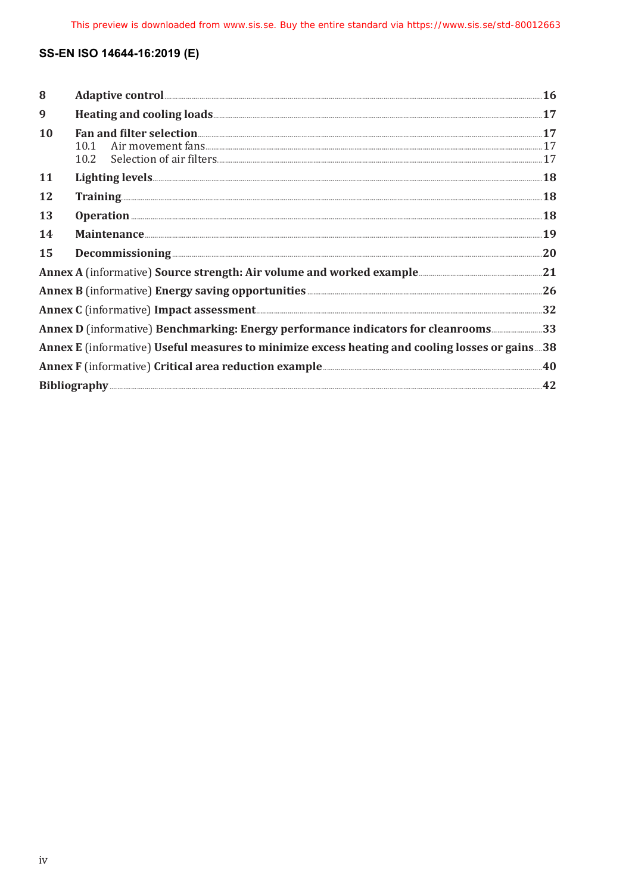| | | |
|---|---|---|
| **8** | **Adaptive control** | **16** |
| **9** | **Heating and cooling loads** | **17** |
| **10** | **Fan and filter selection** | **17** |
| | 10.1 Air movement fans | 17 |
| | 10.2 Selection of air filters | 17 |
| **11** | **Lighting levels** | **18** |
| **12** | **Training** | **18** |
| **13** | **Operation** | **18** |
| **14** | **Maintenance** | **19** |
| **15** | **Decommissioning** | **20** |

**Annex A** (informative) **Source strength: Air volume and worked example** .......... **21**

**Annex B** (informative) **Energy saving opportunities** .......... **26**

**Annex C** (informative) **Impact assessment** .......... **32**

**Annex D** (informative) **Benchmarking: Energy performance indicators for cleanrooms** .......... **33**

**Annex E** (informative) **Useful measures to minimize excess heating and cooling losses or gains** .......... **38**

**Annex F** (informative) **Critical area reduction example** .......... **40**

**Bibliography** .......... **42**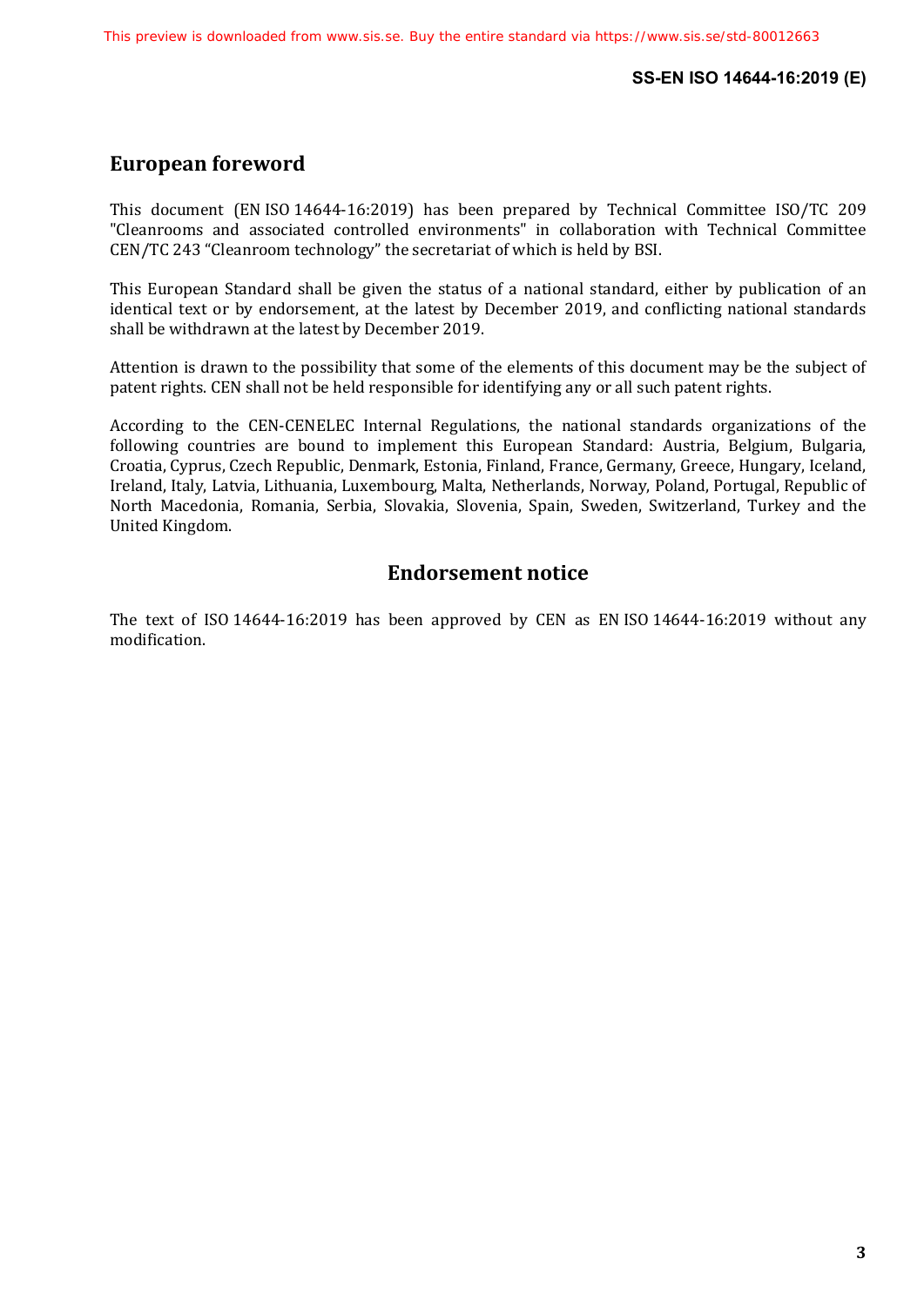## European foreword

This document (EN ISO 14644-16:2019) has been prepared by Technical Committee ISO/TC 209 "Cleanrooms and associated controlled environments" in collaboration with Technical Committee CEN/TC 243 “Cleanroom technology” the secretariat of which is held by BSI.

This European Standard shall be given the status of a national standard, either by publication of an identical text or by endorsement, at the latest by December 2019, and conflicting national standards shall be withdrawn at the latest by December 2019.

Attention is drawn to the possibility that some of the elements of this document may be the subject of patent rights. CEN shall not be held responsible for identifying any or all such patent rights.

According to the CEN-CENELEC Internal Regulations, the national standards organizations of the following countries are bound to implement this European Standard: Austria, Belgium, Bulgaria, Croatia, Cyprus, Czech Republic, Denmark, Estonia, Finland, France, Germany, Greece, Hungary, Iceland, Ireland, Italy, Latvia, Lithuania, Luxembourg, Malta, Netherlands, Norway, Poland, Portugal, Republic of North Macedonia, Romania, Serbia, Slovakia, Slovenia, Spain, Sweden, Switzerland, Turkey and the United Kingdom.

## Endorsement notice

The text of ISO 14644-16:2019 has been approved by CEN as EN ISO 14644-16:2019 without any modification.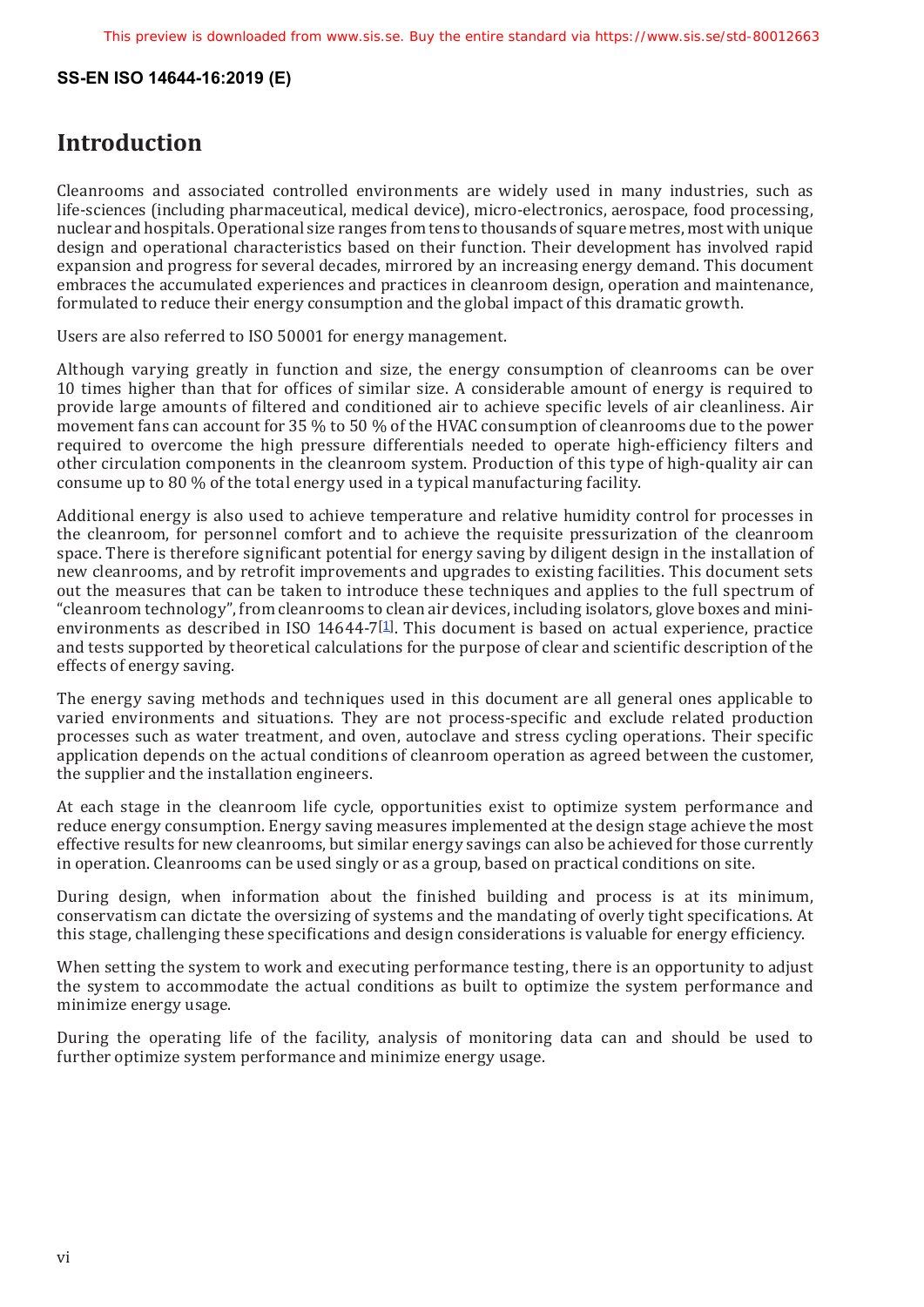# Introduction

Cleanrooms and associated controlled environments are widely used in many industries, such as life-sciences (including pharmaceutical, medical device), micro-electronics, aerospace, food processing, nuclear and hospitals. Operational size ranges from tens to thousands of square metres, most with unique design and operational characteristics based on their function. Their development has involved rapid expansion and progress for several decades, mirrored by an increasing energy demand. This document embraces the accumulated experiences and practices in cleanroom design, operation and maintenance, formulated to reduce their energy consumption and the global impact of this dramatic growth.

Users are also referred to ISO 50001 for energy management.

Although varying greatly in function and size, the energy consumption of cleanrooms can be over 10 times higher than that for offices of similar size. A considerable amount of energy is required to provide large amounts of filtered and conditioned air to achieve specific levels of air cleanliness. Air movement fans can account for 35 % to 50 % of the HVAC consumption of cleanrooms due to the power required to overcome the high pressure differentials needed to operate high-efficiency filters and other circulation components in the cleanroom system. Production of this type of high-quality air can consume up to 80 % of the total energy used in a typical manufacturing facility.

Additional energy is also used to achieve temperature and relative humidity control for processes in the cleanroom, for personnel comfort and to achieve the requisite pressurization of the cleanroom space. There is therefore significant potential for energy saving by diligent design in the installation of new cleanrooms, and by retrofit improvements and upgrades to existing facilities. This document sets out the measures that can be taken to introduce these techniques and applies to the full spectrum of "cleanroom technology", from cleanrooms to clean air devices, including isolators, glove boxes and mini-environments as described in ISO 14644-7[1]. This document is based on actual experience, practice and tests supported by theoretical calculations for the purpose of clear and scientific description of the effects of energy saving.

The energy saving methods and techniques used in this document are all general ones applicable to varied environments and situations. They are not process-specific and exclude related production processes such as water treatment, and oven, autoclave and stress cycling operations. Their specific application depends on the actual conditions of cleanroom operation as agreed between the customer, the supplier and the installation engineers.

At each stage in the cleanroom life cycle, opportunities exist to optimize system performance and reduce energy consumption. Energy saving measures implemented at the design stage achieve the most effective results for new cleanrooms, but similar energy savings can also be achieved for those currently in operation. Cleanrooms can be used singly or as a group, based on practical conditions on site.

During design, when information about the finished building and process is at its minimum, conservatism can dictate the oversizing of systems and the mandating of overly tight specifications. At this stage, challenging these specifications and design considerations is valuable for energy efficiency.

When setting the system to work and executing performance testing, there is an opportunity to adjust the system to accommodate the actual conditions as built to optimize the system performance and minimize energy usage.

During the operating life of the facility, analysis of monitoring data can and should be used to further optimize system performance and minimize energy usage.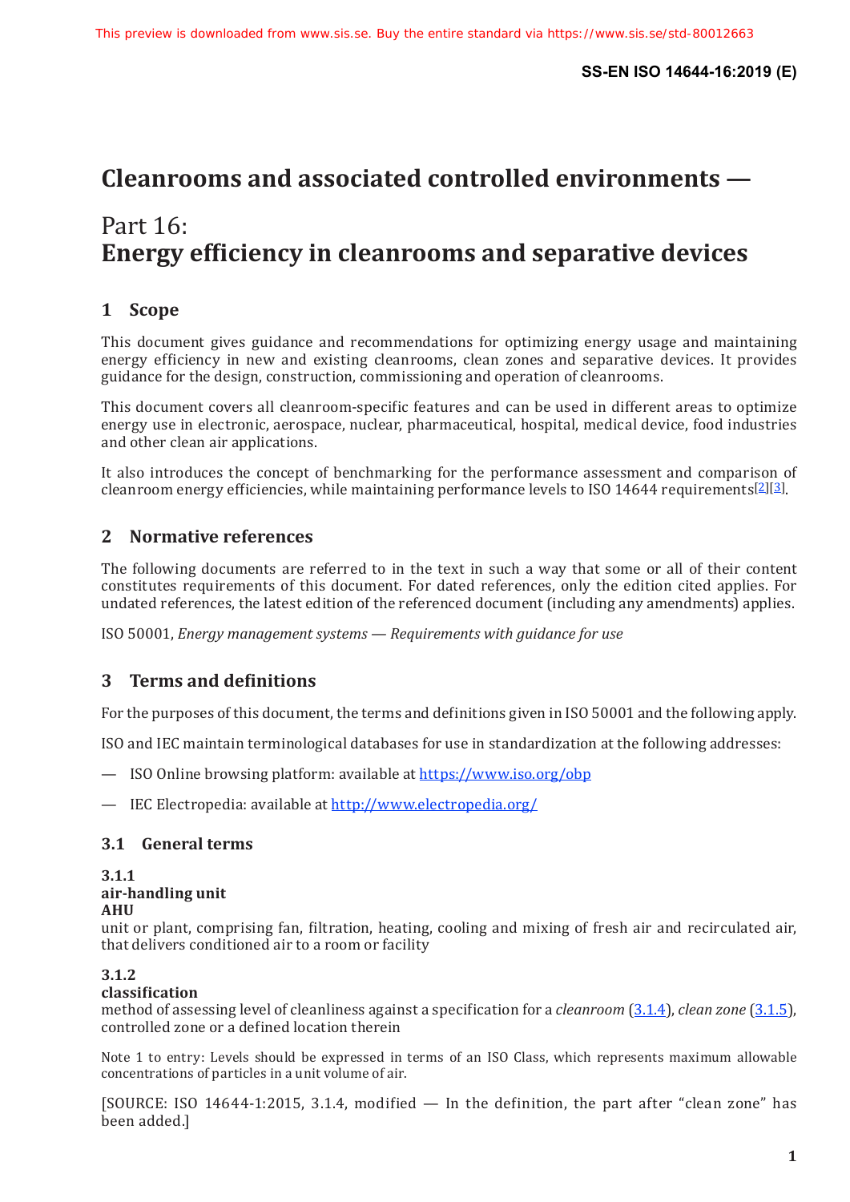# Cleanrooms and associated controlled environments —

# Part 16: Energy efficiency in cleanrooms and separative devices

## 1 Scope

This document gives guidance and recommendations for optimizing energy usage and maintaining energy efficiency in new and existing cleanrooms, clean zones and separative devices. It provides guidance for the design, construction, commissioning and operation of cleanrooms.

This document covers all cleanroom-specific features and can be used in different areas to optimize energy use in electronic, aerospace, nuclear, pharmaceutical, hospital, medical device, food industries and other clean air applications.

It also introduces the concept of benchmarking for the performance assessment and comparison of cleanroom energy efficiencies, while maintaining performance levels to ISO 14644 requirements[2][3].

## 2 Normative references

The following documents are referred to in the text in such a way that some or all of their content constitutes requirements of this document. For dated references, only the edition cited applies. For undated references, the latest edition of the referenced document (including any amendments) applies.

ISO 50001, *Energy management systems — Requirements with guidance for use*

## 3 Terms and definitions

For the purposes of this document, the terms and definitions given in ISO 50001 and the following apply.

ISO and IEC maintain terminological databases for use in standardization at the following addresses:

— ISO Online browsing platform: available at https://www.iso.org/obp

— IEC Electropedia: available at http://www.electropedia.org/

### 3.1 General terms

**3.1.1**
**air-handling unit**
**AHU**
unit or plant, comprising fan, filtration, heating, cooling and mixing of fresh air and recirculated air, that delivers conditioned air to a room or facility

**3.1.2**
**classification**
method of assessing level of cleanliness against a specification for a *cleanroom* (3.1.4), *clean zone* (3.1.5), controlled zone or a defined location therein

Note 1 to entry: Levels should be expressed in terms of an ISO Class, which represents maximum allowable concentrations of particles in a unit volume of air.

[SOURCE: ISO 14644-1:2015, 3.1.4, modified — In the definition, the part after "clean zone" has been added.]